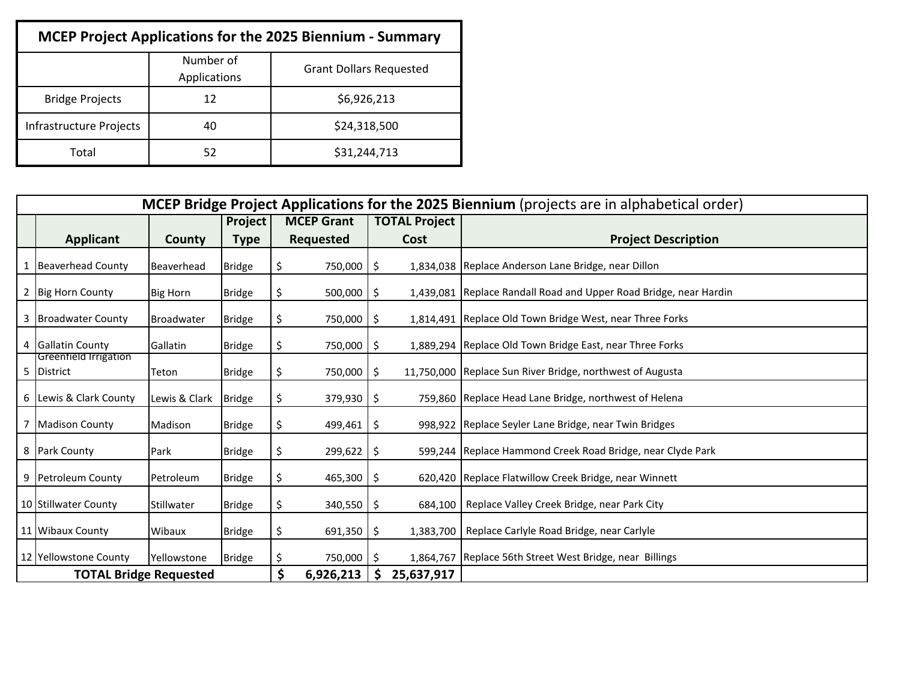| MCEP Project Applications for the 2025 Biennium - Summary | | |
|---|---|---|
| | Number of Applications | Grant Dollars Requested |
| Bridge Projects | 12 | $6,926,213 |
| Infrastructure Projects | 40 | $24,318,500 |
| Total | 52 | $31,244,713 |

**MCEP Bridge Project Applications for the 2025 Biennium** (projects are in alphabetical order)

| | Applicant | County | Project Type | MCEP Grant Requested | TOTAL Project Cost | Project Description |
|---|---|---|---|---|---|---|
| 1 | Beaverhead County | Beaverhead | Bridge | $ 750,000 | $ 1,834,038 | Replace Anderson Lane Bridge, near Dillon |
| 2 | Big Horn County | Big Horn | Bridge | $ 500,000 | $ 1,439,081 | Replace Randall Road and Upper Road Bridge, near Hardin |
| 3 | Broadwater County | Broadwater | Bridge | $ 750,000 | $ 1,814,491 | Replace Old Town Bridge West, near Three Forks |
| 4 | Gallatin County | Gallatin | Bridge | $ 750,000 | $ 1,889,294 | Replace Old Town Bridge East, near Three Forks |
| 5 | Greenfield Irrigation District | Teton | Bridge | $ 750,000 | $ 11,750,000 | Replace Sun River Bridge, northwest of Augusta |
| 6 | Lewis & Clark County | Lewis & Clark | Bridge | $ 379,930 | $ 759,860 | Replace Head Lane Bridge, northwest of Helena |
| 7 | Madison County | Madison | Bridge | $ 499,461 | $ 998,922 | Replace Seyler Lane Bridge, near Twin Bridges |
| 8 | Park County | Park | Bridge | $ 299,622 | $ 599,244 | Replace Hammond Creek Road Bridge, near Clyde Park |
| 9 | Petroleum County | Petroleum | Bridge | $ 465,300 | $ 620,420 | Replace Flatwillow Creek Bridge, near Winnett |
| 10 | Stillwater County | Stillwater | Bridge | $ 340,550 | $ 684,100 | Replace Valley Creek Bridge, near Park City |
| 11 | Wibaux County | Wibaux | Bridge | $ 691,350 | $ 1,383,700 | Replace Carlyle Road Bridge, near Carlyle |
| 12 | Yellowstone County | Yellowstone | Bridge | $ 750,000 | $ 1,864,767 | Replace 56th Street West Bridge, near Billings |
| | **TOTAL Bridge Requested** | | | **$ 6,926,213** | **$ 25,637,917** | |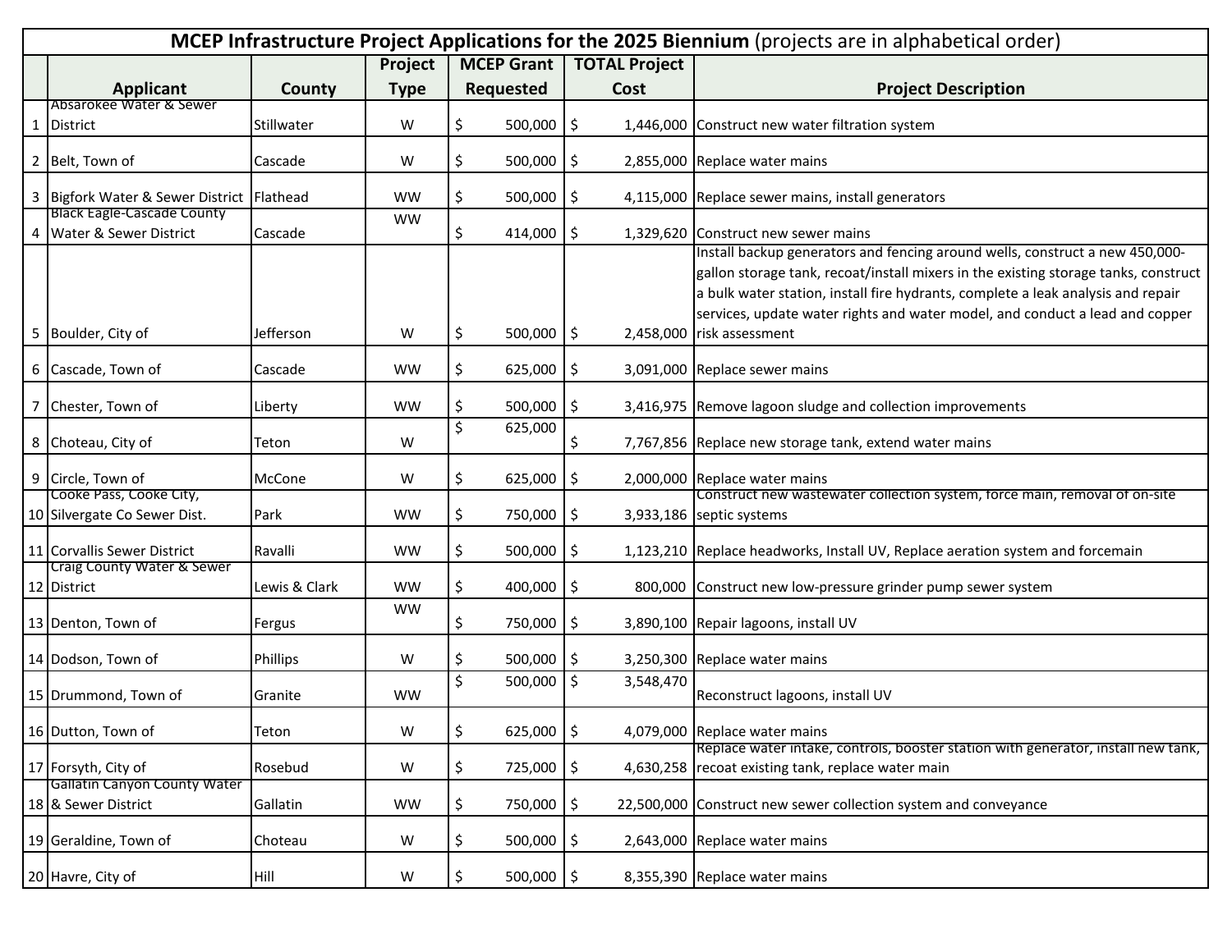# MCEP Infrastructure Project Applications for the 2025 Biennium (projects are in alphabetical order)

| | Applicant | County | Project Type | MCEP Grant Requested | TOTAL Project Cost | Project Description |
|---|---|---|---|---|---|---|
| 1 | Absarokee Water & Sewer District | Stillwater | W | $ 500,000 | $ 1,446,000 | Construct new water filtration system |
| 2 | Belt, Town of | Cascade | W | $ 500,000 | $ 2,855,000 | Replace water mains |
| 3 | Bigfork Water & Sewer District | Flathead | WW | $ 500,000 | $ 4,115,000 | Replace sewer mains, install generators |
| 4 | Black Eagle-Cascade County Water & Sewer District | Cascade | WW | $ 414,000 | $ 1,329,620 | Construct new sewer mains |
| 5 | Boulder, City of | Jefferson | W | $ 500,000 | $ 2,458,000 | Install backup generators and fencing around wells, construct a new 450,000-gallon storage tank, recoat/install mixers in the existing storage tanks, construct a bulk water station, install fire hydrants, complete a leak analysis and repair services, update water rights and water model, and conduct a lead and copper risk assessment |
| 6 | Cascade, Town of | Cascade | WW | $ 625,000 | $ 3,091,000 | Replace sewer mains |
| 7 | Chester, Town of | Liberty | WW | $ 500,000 | $ 3,416,975 | Remove lagoon sludge and collection improvements |
| 8 | Choteau, City of | Teton | W | $ 625,000 | $ 7,767,856 | Replace new storage tank, extend water mains |
| 9 | Circle, Town of | McCone | W | $ 625,000 | $ 2,000,000 | Replace water mains |
| 10 | Cooke Pass, Cooke City, Silvergate Co Sewer Dist. | Park | WW | $ 750,000 | $ 3,933,186 | Construct new wastewater collection system, force main, removal of on-site septic systems |
| 11 | Corvallis Sewer District | Ravalli | WW | $ 500,000 | $ 1,123,210 | Replace headworks, Install UV, Replace aeration system and forcemain |
| 12 | Craig County Water & Sewer District | Lewis & Clark | WW | $ 400,000 | $ 800,000 | Construct new low-pressure grinder pump sewer system |
| 13 | Denton, Town of | Fergus | WW | $ 750,000 | $ 3,890,100 | Repair lagoons, install UV |
| 14 | Dodson, Town of | Phillips | W | $ 500,000 | $ 3,250,300 | Replace water mains |
| 15 | Drummond, Town of | Granite | WW | $ 500,000 | $ 3,548,470 | Reconstruct lagoons, install UV |
| 16 | Dutton, Town of | Teton | W | $ 625,000 | $ 4,079,000 | Replace water mains |
| 17 | Forsyth, City of | Rosebud | W | $ 725,000 | $ 4,630,258 | Replace water intake, controls, booster station with generator, install new tank, recoat existing tank, replace water main |
| 18 | Gallatin Canyon County Water & Sewer District | Gallatin | WW | $ 750,000 | $ 22,500,000 | Construct new sewer collection system and conveyance |
| 19 | Geraldine, Town of | Choteau | W | $ 500,000 | $ 2,643,000 | Replace water mains |
| 20 | Havre, City of | Hill | W | $ 500,000 | $ 8,355,390 | Replace water mains |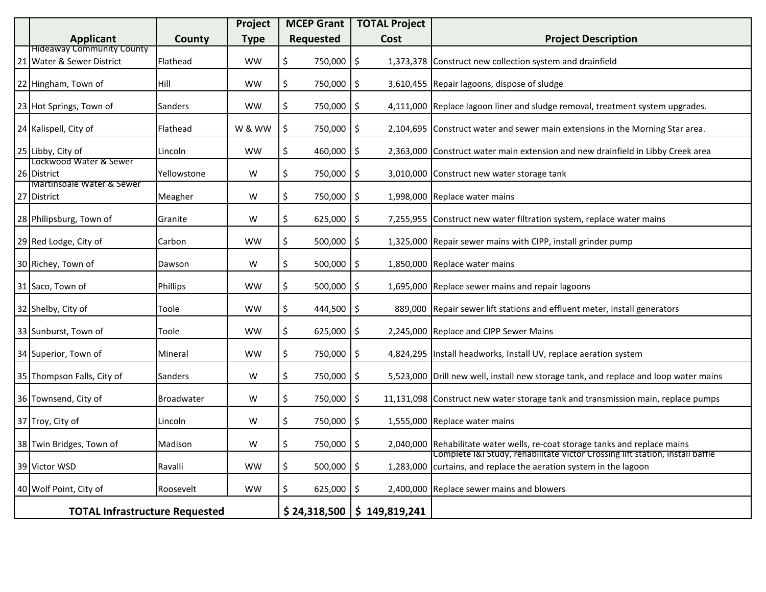| | Applicant | County | Project Type | MCEP Grant Requested | TOTAL Project Cost | Project Description |
|---|---|---|---|---|---|---|
| 21 | Hideaway Community County Water & Sewer District | Flathead | WW | $ 750,000 | $ 1,373,378 | Construct new collection system and drainfield |
| 22 | Hingham, Town of | Hill | WW | $ 750,000 | $ 3,610,455 | Repair lagoons, dispose of sludge |
| 23 | Hot Springs, Town of | Sanders | WW | $ 750,000 | $ 4,111,000 | Replace lagoon liner and sludge removal, treatment system upgrades. |
| 24 | Kalispell, City of | Flathead | W & WW | $ 750,000 | $ 2,104,695 | Construct water and sewer main extensions in the Morning Star area. |
| 25 | Libby, City of | Lincoln | WW | $ 460,000 | $ 2,363,000 | Construct water main extension and new drainfield in Libby Creek area |
| 26 | Lockwood Water & Sewer District | Yellowstone | W | $ 750,000 | $ 3,010,000 | Construct new water storage tank |
| 27 | Martinsdale Water & Sewer District | Meagher | W | $ 750,000 | $ 1,998,000 | Replace water mains |
| 28 | Philipsburg, Town of | Granite | W | $ 625,000 | $ 7,255,955 | Construct new water filtration system, replace water mains |
| 29 | Red Lodge, City of | Carbon | WW | $ 500,000 | $ 1,325,000 | Repair sewer mains with CIPP, install grinder pump |
| 30 | Richey, Town of | Dawson | W | $ 500,000 | $ 1,850,000 | Replace water mains |
| 31 | Saco, Town of | Phillips | WW | $ 500,000 | $ 1,695,000 | Replace sewer mains and repair lagoons |
| 32 | Shelby, City of | Toole | WW | $ 444,500 | $ 889,000 | Repair sewer lift stations and effluent meter, install generators |
| 33 | Sunburst, Town of | Toole | WW | $ 625,000 | $ 2,245,000 | Replace and CIPP Sewer Mains |
| 34 | Superior, Town of | Mineral | WW | $ 750,000 | $ 4,824,295 | Install headworks, Install UV, replace aeration system |
| 35 | Thompson Falls, City of | Sanders | W | $ 750,000 | $ 5,523,000 | Drill new well, install new storage tank, and replace and loop water mains |
| 36 | Townsend, City of | Broadwater | W | $ 750,000 | $ 11,131,098 | Construct new water storage tank and transmission main, replace pumps |
| 37 | Troy, City of | Lincoln | W | $ 750,000 | $ 1,555,000 | Replace water mains |
| 38 | Twin Bridges, Town of | Madison | W | $ 750,000 | $ 2,040,000 | Rehabilitate water wells, re-coat storage tanks and replace mains |
| 39 | Victor WSD | Ravalli | WW | $ 500,000 | $ 1,283,000 | Complete I&I Study, rehabilitate Victor Crossing lift station, install baffle curtains, and replace the aeration system in the lagoon |
| 40 | Wolf Point, City of | Roosevelt | WW | $ 625,000 | $ 2,400,000 | Replace sewer mains and blowers |
| **TOTAL Infrastructure Requested** | | | | **$ 24,318,500** | **$ 149,819,241** | |